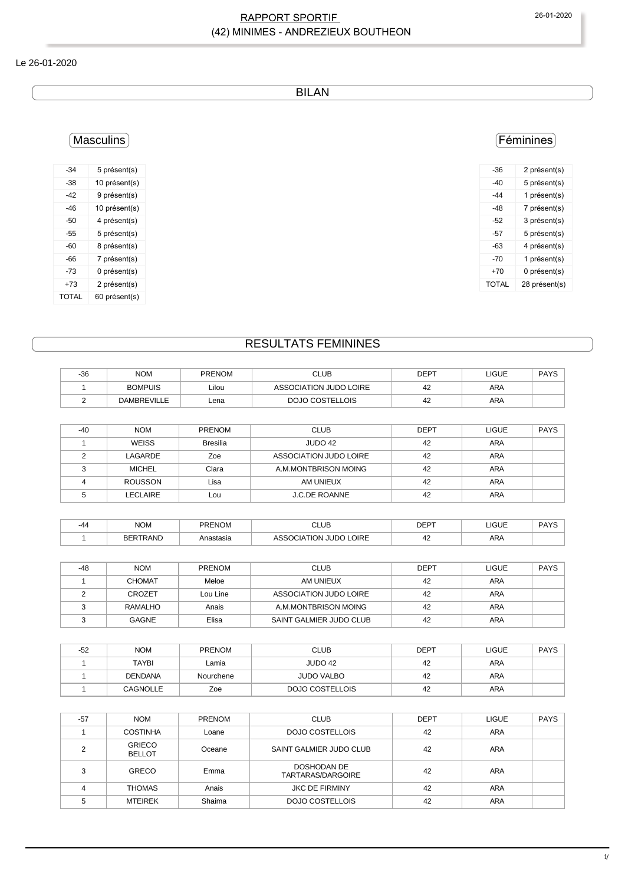# RAPPORT SPORTIF
## (42) MINIMES - ANDREZIEUX BOUTHEON

Le 26-01-2020

## BILAN

### Masculins

| | |
|---|---|
| -34 | 5 présent(s) |
| -38 | 10 présent(s) |
| -42 | 9 présent(s) |
| -46 | 10 présent(s) |
| -50 | 4 présent(s) |
| -55 | 5 présent(s) |
| -60 | 8 présent(s) |
| -66 | 7 présent(s) |
| -73 | 0 présent(s) |
| +73 | 2 présent(s) |
| TOTAL | 60 présent(s) |

### Féminines

| | |
|---|---|
| -36 | 2 présent(s) |
| -40 | 5 présent(s) |
| -44 | 1 présent(s) |
| -48 | 7 présent(s) |
| -52 | 3 présent(s) |
| -57 | 5 présent(s) |
| -63 | 4 présent(s) |
| -70 | 1 présent(s) |
| +70 | 0 présent(s) |
| TOTAL | 28 présent(s) |

## RESULTATS FEMININES

| -36 | NOM | PRENOM | CLUB | DEPT | LIGUE | PAYS |
|---|---|---|---|---|---|---|
| 1 | BOMPUIS | Lilou | ASSOCIATION JUDO LOIRE | 42 | ARA | |
| 2 | DAMBREVILLE | Lena | DOJO COSTELLOIS | 42 | ARA | |

| -40 | NOM | PRENOM | CLUB | DEPT | LIGUE | PAYS |
|---|---|---|---|---|---|---|
| 1 | WEISS | Bresilia | JUDO 42 | 42 | ARA | |
| 2 | LAGARDE | Zoe | ASSOCIATION JUDO LOIRE | 42 | ARA | |
| 3 | MICHEL | Clara | A.M.MONTBRISON MOING | 42 | ARA | |
| 4 | ROUSSON | Lisa | AM UNIEUX | 42 | ARA | |
| 5 | LECLAIRE | Lou | J.C.DE ROANNE | 42 | ARA | |

| -44 | NOM | PRENOM | CLUB | DEPT | LIGUE | PAYS |
|---|---|---|---|---|---|---|
| 1 | BERTRAND | Anastasia | ASSOCIATION JUDO LOIRE | 42 | ARA | |

| -48 | NOM | PRENOM | CLUB | DEPT | LIGUE | PAYS |
|---|---|---|---|---|---|---|
| 1 | CHOMAT | Meloe | AM UNIEUX | 42 | ARA | |
| 2 | CROZET | Lou Line | ASSOCIATION JUDO LOIRE | 42 | ARA | |
| 3 | RAMALHO | Anais | A.M.MONTBRISON MOING | 42 | ARA | |
| 3 | GAGNE | Elisa | SAINT GALMIER JUDO CLUB | 42 | ARA | |

| -52 | NOM | PRENOM | CLUB | DEPT | LIGUE | PAYS |
|---|---|---|---|---|---|---|
| 1 | TAYBI | Lamia | JUDO 42 | 42 | ARA | |
| 1 | DENDANA | Nourchene | JUDO VALBO | 42 | ARA | |
| 1 | CAGNOLLE | Zoe | DOJO COSTELLOIS | 42 | ARA | |

| -57 | NOM | PRENOM | CLUB | DEPT | LIGUE | PAYS |
|---|---|---|---|---|---|---|
| 1 | COSTINHA | Loane | DOJO COSTELLOIS | 42 | ARA | |
| 2 | GRIECO BELLOT | Oceane | SAINT GALMIER JUDO CLUB | 42 | ARA | |
| 3 | GRECO | Emma | DOSHODAN DE TARTARAS/DARGOIRE | 42 | ARA | |
| 4 | THOMAS | Anais | JKC DE FIRMINY | 42 | ARA | |
| 5 | MTEIREK | Shaima | DOJO COSTELLOIS | 42 | ARA | |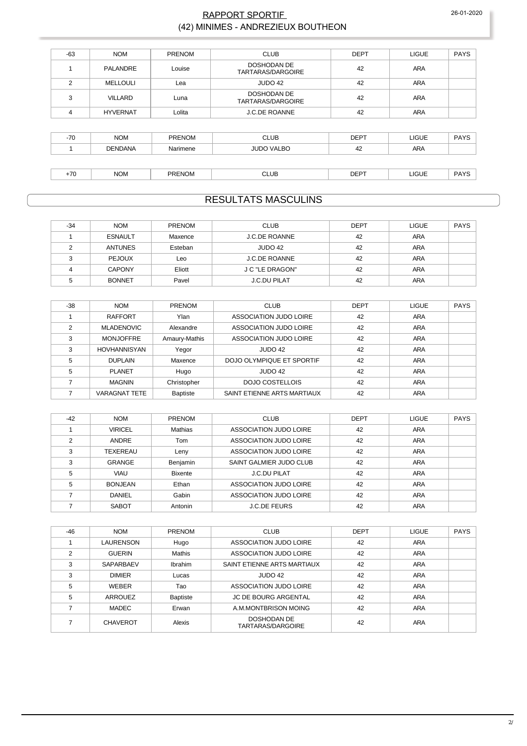## RAPPORT SPORTIF
## (42) MINIMES - ANDREZIEUX BOUTHEON

| -63 | NOM | PRENOM | CLUB | DEPT | LIGUE | PAYS |
|---|---|---|---|---|---|---|
| 1 | PALANDRE | Louise | DOSHODAN DE TARTARAS/DARGOIRE | 42 | ARA | |
| 2 | MELLOULI | Lea | JUDO 42 | 42 | ARA | |
| 3 | VILLARD | Luna | DOSHODAN DE TARTARAS/DARGOIRE | 42 | ARA | |
| 4 | HYVERNAT | Lolita | J.C.DE ROANNE | 42 | ARA | |

| -70 | NOM | PRENOM | CLUB | DEPT | LIGUE | PAYS |
|---|---|---|---|---|---|---|
| 1 | DENDANA | Narimene | JUDO VALBO | 42 | ARA | |

| +70 | NOM | PRENOM | CLUB | DEPT | LIGUE | PAYS |
|---|---|---|---|---|---|---|

# RESULTATS MASCULINS

| -34 | NOM | PRENOM | CLUB | DEPT | LIGUE | PAYS |
|---|---|---|---|---|---|---|
| 1 | ESNAULT | Maxence | J.C.DE ROANNE | 42 | ARA | |
| 2 | ANTUNES | Esteban | JUDO 42 | 42 | ARA | |
| 3 | PEJOUX | Leo | J.C.DE ROANNE | 42 | ARA | |
| 4 | CAPONY | Eliott | J C "LE DRAGON" | 42 | ARA | |
| 5 | BONNET | Pavel | J.C.DU PILAT | 42 | ARA | |

| -38 | NOM | PRENOM | CLUB | DEPT | LIGUE | PAYS |
|---|---|---|---|---|---|---|
| 1 | RAFFORT | Ylan | ASSOCIATION JUDO LOIRE | 42 | ARA | |
| 2 | MLADENOVIC | Alexandre | ASSOCIATION JUDO LOIRE | 42 | ARA | |
| 3 | MONJOFFRE | Amaury-Mathis | ASSOCIATION JUDO LOIRE | 42 | ARA | |
| 3 | HOVHANNISYAN | Yegor | JUDO 42 | 42 | ARA | |
| 5 | DUPLAIN | Maxence | DOJO OLYMPIQUE ET SPORTIF | 42 | ARA | |
| 5 | PLANET | Hugo | JUDO 42 | 42 | ARA | |
| 7 | MAGNIN | Christopher | DOJO COSTELLOIS | 42 | ARA | |
| 7 | VARAGNAT TETE | Baptiste | SAINT ETIENNE ARTS MARTIAUX | 42 | ARA | |

| -42 | NOM | PRENOM | CLUB | DEPT | LIGUE | PAYS |
|---|---|---|---|---|---|---|
| 1 | VIRICEL | Mathias | ASSOCIATION JUDO LOIRE | 42 | ARA | |
| 2 | ANDRE | Tom | ASSOCIATION JUDO LOIRE | 42 | ARA | |
| 3 | TEXEREAU | Leny | ASSOCIATION JUDO LOIRE | 42 | ARA | |
| 3 | GRANGE | Benjamin | SAINT GALMIER JUDO CLUB | 42 | ARA | |
| 5 | VIAU | Bixente | J.C.DU PILAT | 42 | ARA | |
| 5 | BONJEAN | Ethan | ASSOCIATION JUDO LOIRE | 42 | ARA | |
| 7 | DANIEL | Gabin | ASSOCIATION JUDO LOIRE | 42 | ARA | |
| 7 | SABOT | Antonin | J.C.DE FEURS | 42 | ARA | |

| -46 | NOM | PRENOM | CLUB | DEPT | LIGUE | PAYS |
|---|---|---|---|---|---|---|
| 1 | LAURENSON | Hugo | ASSOCIATION JUDO LOIRE | 42 | ARA | |
| 2 | GUERIN | Mathis | ASSOCIATION JUDO LOIRE | 42 | ARA | |
| 3 | SAPARBAEV | Ibrahim | SAINT ETIENNE ARTS MARTIAUX | 42 | ARA | |
| 3 | DIMIER | Lucas | JUDO 42 | 42 | ARA | |
| 5 | WEBER | Tao | ASSOCIATION JUDO LOIRE | 42 | ARA | |
| 5 | ARROUEZ | Baptiste | JC DE BOURG ARGENTAL | 42 | ARA | |
| 7 | MADEC | Erwan | A.M.MONTBRISON MOING | 42 | ARA | |
| 7 | CHAVEROT | Alexis | DOSHODAN DE TARTARAS/DARGOIRE | 42 | ARA | |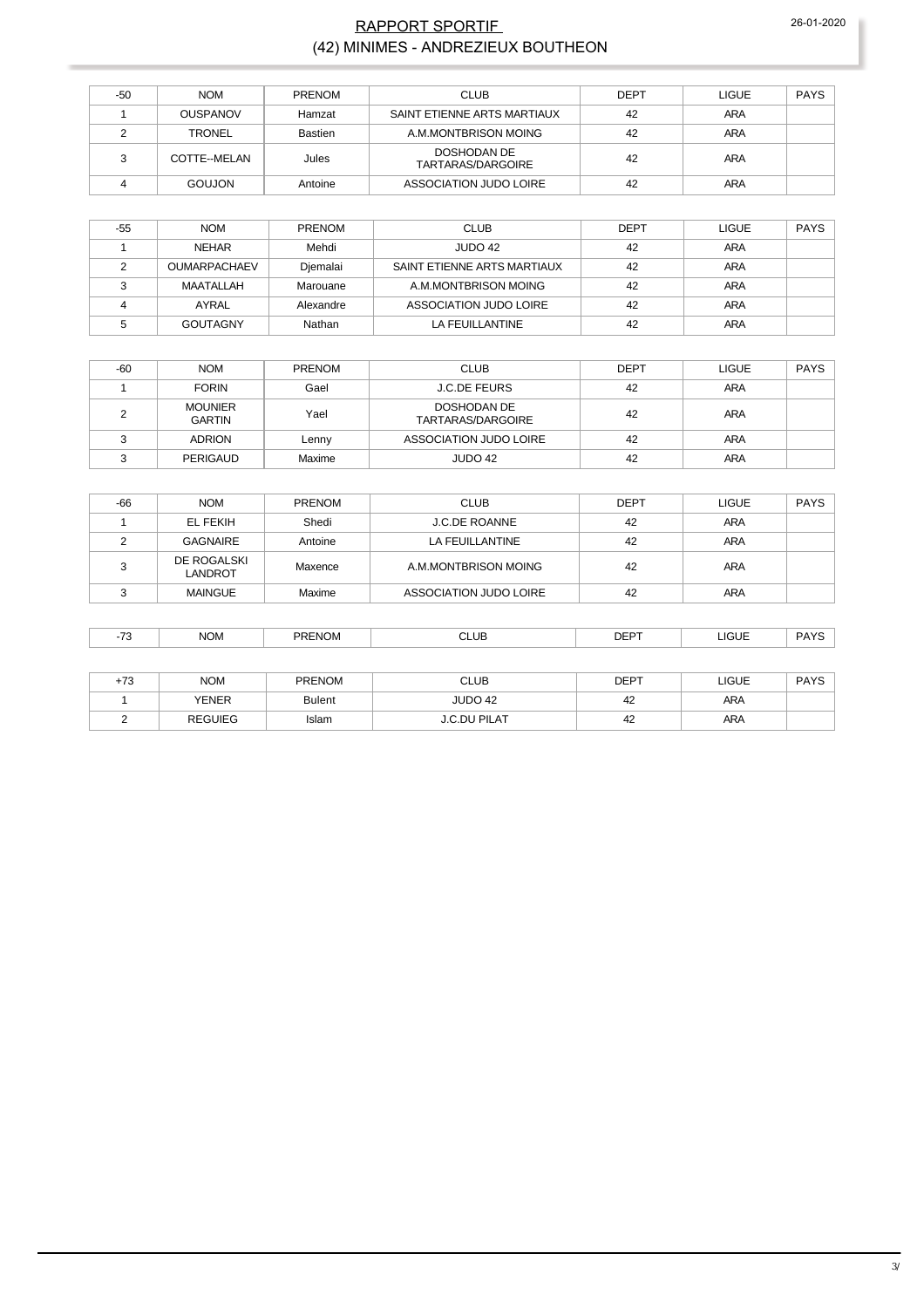# RAPPORT SPORTIF
## (42) MINIMES - ANDREZIEUX BOUTHEON

| -50 | NOM | PRENOM | CLUB | DEPT | LIGUE | PAYS |
|---|---|---|---|---|---|---|
| 1 | OUSPANOV | Hamzat | SAINT ETIENNE ARTS MARTIAUX | 42 | ARA | |
| 2 | TRONEL | Bastien | A.M.MONTBRISON MOING | 42 | ARA | |
| 3 | COTTE--MELAN | Jules | DOSHODAN DE TARTARAS/DARGOIRE | 42 | ARA | |
| 4 | GOUJON | Antoine | ASSOCIATION JUDO LOIRE | 42 | ARA | |

| -55 | NOM | PRENOM | CLUB | DEPT | LIGUE | PAYS |
|---|---|---|---|---|---|---|
| 1 | NEHAR | Mehdi | JUDO 42 | 42 | ARA | |
| 2 | OUMARPACHAEV | Djemalai | SAINT ETIENNE ARTS MARTIAUX | 42 | ARA | |
| 3 | MAATALLAH | Marouane | A.M.MONTBRISON MOING | 42 | ARA | |
| 4 | AYRAL | Alexandre | ASSOCIATION JUDO LOIRE | 42 | ARA | |
| 5 | GOUTAGNY | Nathan | LA FEUILLANTINE | 42 | ARA | |

| -60 | NOM | PRENOM | CLUB | DEPT | LIGUE | PAYS |
|---|---|---|---|---|---|---|
| 1 | FORIN | Gael | J.C.DE FEURS | 42 | ARA | |
| 2 | MOUNIER GARTIN | Yael | DOSHODAN DE TARTARAS/DARGOIRE | 42 | ARA | |
| 3 | ADRION | Lenny | ASSOCIATION JUDO LOIRE | 42 | ARA | |
| 3 | PERIGAUD | Maxime | JUDO 42 | 42 | ARA | |

| -66 | NOM | PRENOM | CLUB | DEPT | LIGUE | PAYS |
|---|---|---|---|---|---|---|
| 1 | EL FEKIH | Shedi | J.C.DE ROANNE | 42 | ARA | |
| 2 | GAGNAIRE | Antoine | LA FEUILLANTINE | 42 | ARA | |
| 3 | DE ROGALSKI LANDROT | Maxence | A.M.MONTBRISON MOING | 42 | ARA | |
| 3 | MAINGUE | Maxime | ASSOCIATION JUDO LOIRE | 42 | ARA | |

| -73 | NOM | PRENOM | CLUB | DEPT | LIGUE | PAYS |
|---|---|---|---|---|---|---|

| +73 | NOM | PRENOM | CLUB | DEPT | LIGUE | PAYS |
|---|---|---|---|---|---|---|
| 1 | YENER | Bulent | JUDO 42 | 42 | ARA | |
| 2 | REGUIEG | Islam | J.C.DU PILAT | 42 | ARA | |